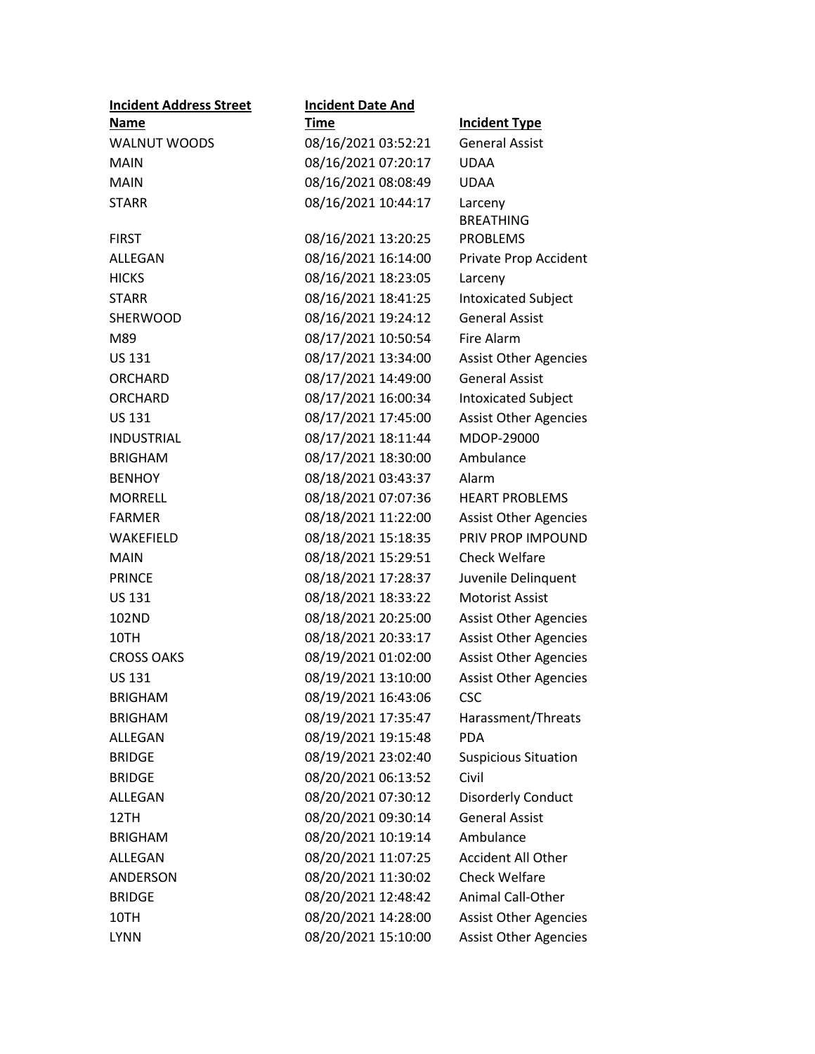| Incident Address Street Name | Incident Date And Time | Incident Type |
|---|---|---|
| WALNUT WOODS | 08/16/2021 03:52:21 | General Assist |
| MAIN | 08/16/2021 07:20:17 | UDAA |
| MAIN | 08/16/2021 08:08:49 | UDAA |
| STARR | 08/16/2021 10:44:17 | Larceny |
| FIRST | 08/16/2021 13:20:25 | BREATHING PROBLEMS |
| ALLEGAN | 08/16/2021 16:14:00 | Private Prop Accident |
| HICKS | 08/16/2021 18:23:05 | Larceny |
| STARR | 08/16/2021 18:41:25 | Intoxicated Subject |
| SHERWOOD | 08/16/2021 19:24:12 | General Assist |
| M89 | 08/17/2021 10:50:54 | Fire Alarm |
| US 131 | 08/17/2021 13:34:00 | Assist Other Agencies |
| ORCHARD | 08/17/2021 14:49:00 | General Assist |
| ORCHARD | 08/17/2021 16:00:34 | Intoxicated Subject |
| US 131 | 08/17/2021 17:45:00 | Assist Other Agencies |
| INDUSTRIAL | 08/17/2021 18:11:44 | MDOP-29000 |
| BRIGHAM | 08/17/2021 18:30:00 | Ambulance |
| BENHOY | 08/18/2021 03:43:37 | Alarm |
| MORRELL | 08/18/2021 07:07:36 | HEART PROBLEMS |
| FARMER | 08/18/2021 11:22:00 | Assist Other Agencies |
| WAKEFIELD | 08/18/2021 15:18:35 | PRIV PROP IMPOUND |
| MAIN | 08/18/2021 15:29:51 | Check Welfare |
| PRINCE | 08/18/2021 17:28:37 | Juvenile Delinquent |
| US 131 | 08/18/2021 18:33:22 | Motorist Assist |
| 102ND | 08/18/2021 20:25:00 | Assist Other Agencies |
| 10TH | 08/18/2021 20:33:17 | Assist Other Agencies |
| CROSS OAKS | 08/19/2021 01:02:00 | Assist Other Agencies |
| US 131 | 08/19/2021 13:10:00 | Assist Other Agencies |
| BRIGHAM | 08/19/2021 16:43:06 | CSC |
| BRIGHAM | 08/19/2021 17:35:47 | Harassment/Threats |
| ALLEGAN | 08/19/2021 19:15:48 | PDA |
| BRIDGE | 08/19/2021 23:02:40 | Suspicious Situation |
| BRIDGE | 08/20/2021 06:13:52 | Civil |
| ALLEGAN | 08/20/2021 07:30:12 | Disorderly Conduct |
| 12TH | 08/20/2021 09:30:14 | General Assist |
| BRIGHAM | 08/20/2021 10:19:14 | Ambulance |
| ALLEGAN | 08/20/2021 11:07:25 | Accident All Other |
| ANDERSON | 08/20/2021 11:30:02 | Check Welfare |
| BRIDGE | 08/20/2021 12:48:42 | Animal Call-Other |
| 10TH | 08/20/2021 14:28:00 | Assist Other Agencies |
| LYNN | 08/20/2021 15:10:00 | Assist Other Agencies |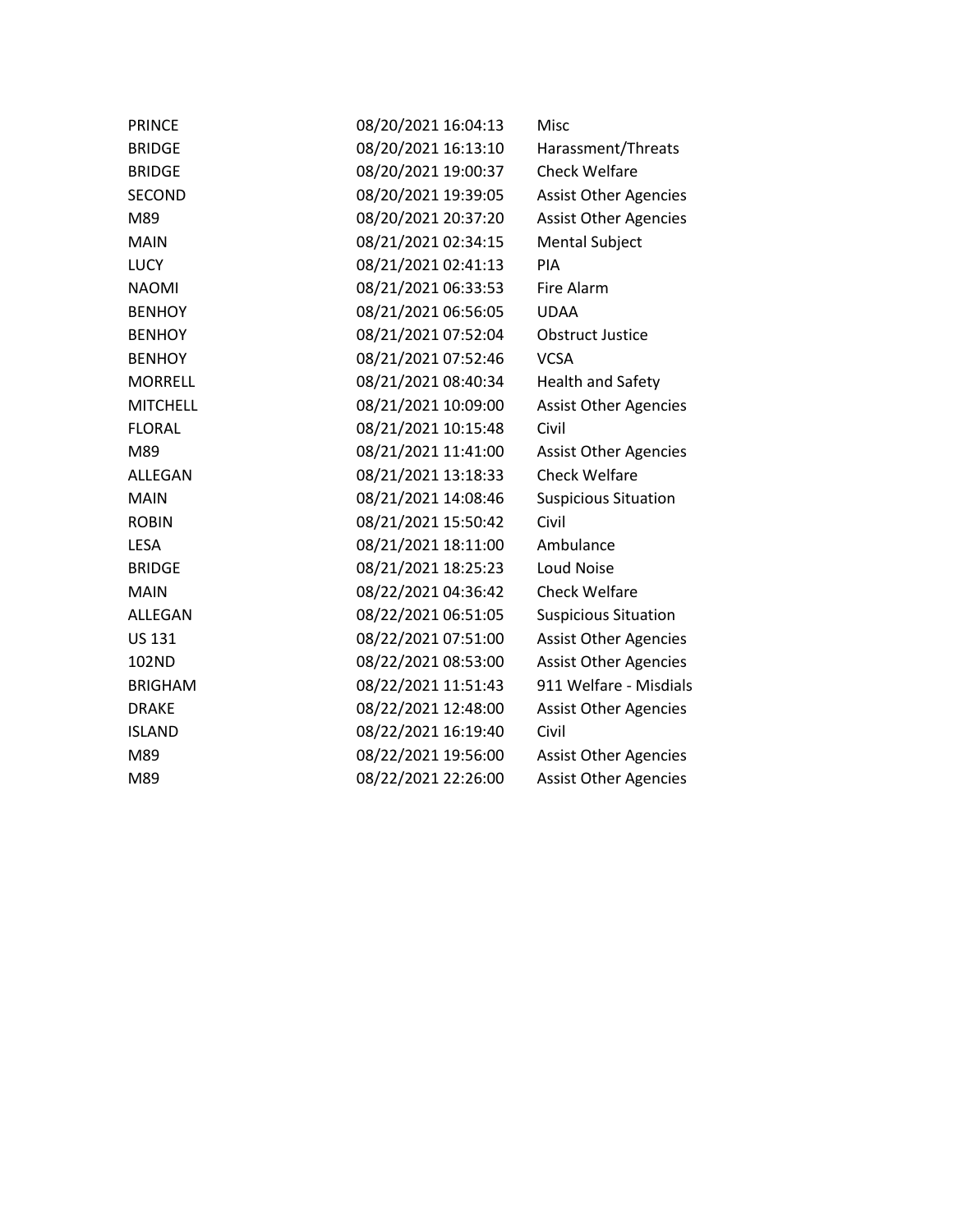| | | |
|---|---|---|
| PRINCE | 08/20/2021 16:04:13 | Misc |
| BRIDGE | 08/20/2021 16:13:10 | Harassment/Threats |
| BRIDGE | 08/20/2021 19:00:37 | Check Welfare |
| SECOND | 08/20/2021 19:39:05 | Assist Other Agencies |
| M89 | 08/20/2021 20:37:20 | Assist Other Agencies |
| MAIN | 08/21/2021 02:34:15 | Mental Subject |
| LUCY | 08/21/2021 02:41:13 | PIA |
| NAOMI | 08/21/2021 06:33:53 | Fire Alarm |
| BENHOY | 08/21/2021 06:56:05 | UDAA |
| BENHOY | 08/21/2021 07:52:04 | Obstruct Justice |
| BENHOY | 08/21/2021 07:52:46 | VCSA |
| MORRELL | 08/21/2021 08:40:34 | Health and Safety |
| MITCHELL | 08/21/2021 10:09:00 | Assist Other Agencies |
| FLORAL | 08/21/2021 10:15:48 | Civil |
| M89 | 08/21/2021 11:41:00 | Assist Other Agencies |
| ALLEGAN | 08/21/2021 13:18:33 | Check Welfare |
| MAIN | 08/21/2021 14:08:46 | Suspicious Situation |
| ROBIN | 08/21/2021 15:50:42 | Civil |
| LESA | 08/21/2021 18:11:00 | Ambulance |
| BRIDGE | 08/21/2021 18:25:23 | Loud Noise |
| MAIN | 08/22/2021 04:36:42 | Check Welfare |
| ALLEGAN | 08/22/2021 06:51:05 | Suspicious Situation |
| US 131 | 08/22/2021 07:51:00 | Assist Other Agencies |
| 102ND | 08/22/2021 08:53:00 | Assist Other Agencies |
| BRIGHAM | 08/22/2021 11:51:43 | 911 Welfare - Misdials |
| DRAKE | 08/22/2021 12:48:00 | Assist Other Agencies |
| ISLAND | 08/22/2021 16:19:40 | Civil |
| M89 | 08/22/2021 19:56:00 | Assist Other Agencies |
| M89 | 08/22/2021 22:26:00 | Assist Other Agencies |